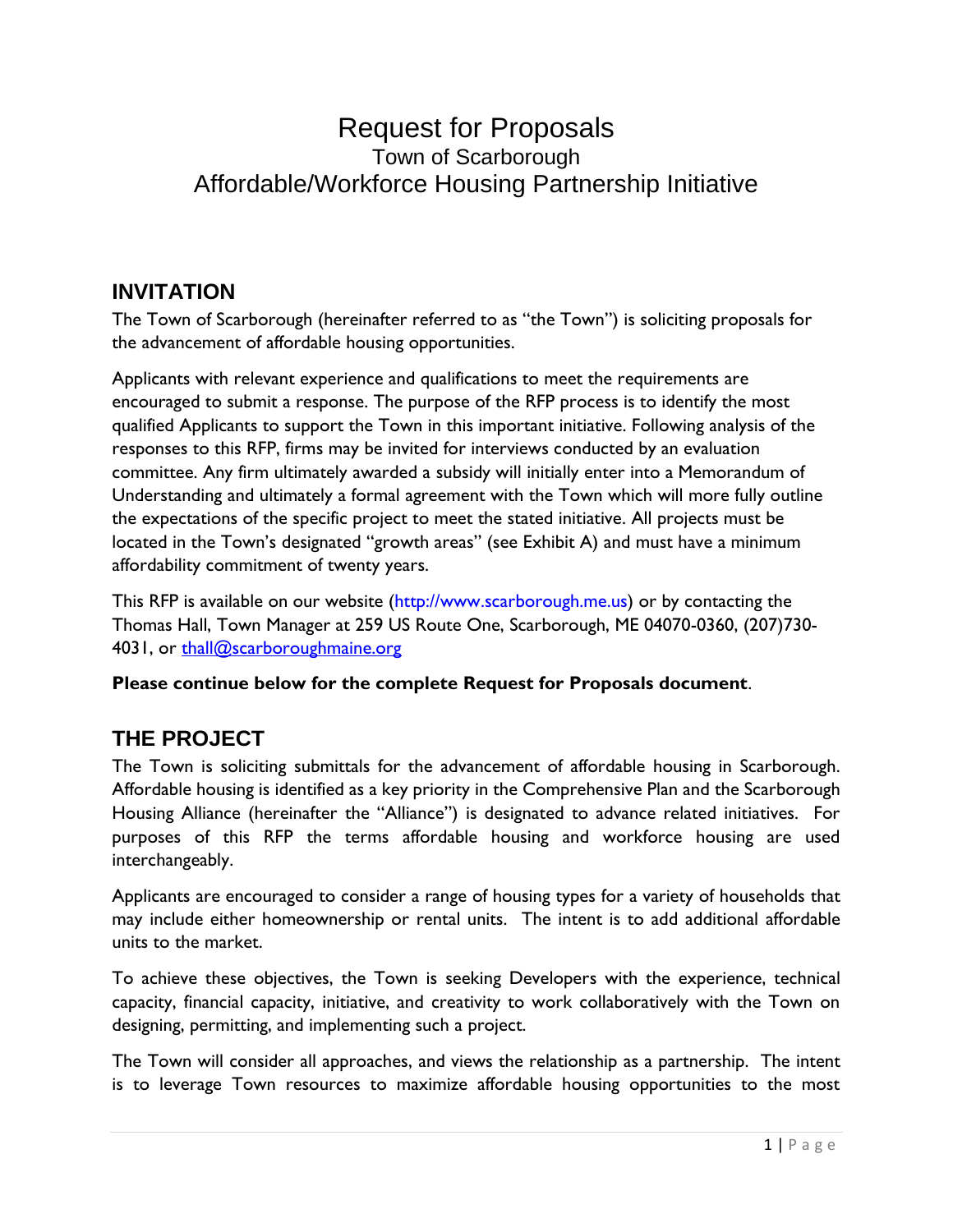# Request for Proposals

## Town of Scarborough

## Affordable/Workforce Housing Partnership Initiative

## INVITATION

The Town of Scarborough (hereinafter referred to as "the Town") is soliciting proposals for the advancement of affordable housing opportunities.

Applicants with relevant experience and qualifications to meet the requirements are encouraged to submit a response. The purpose of the RFP process is to identify the most qualified Applicants to support the Town in this important initiative. Following analysis of the responses to this RFP, firms may be invited for interviews conducted by an evaluation committee. Any firm ultimately awarded a subsidy will initially enter into a Memorandum of Understanding and ultimately a formal agreement with the Town which will more fully outline the expectations of the specific project to meet the stated initiative. All projects must be located in the Town's designated "growth areas" (see Exhibit A) and must have a minimum affordability commitment of twenty years.

This RFP is available on our website (http://www.scarborough.me.us) or by contacting the Thomas Hall, Town Manager at 259 US Route One, Scarborough, ME 04070-0360, (207)730-4031, or thall@scarboroughmaine.org

**Please continue below for the complete Request for Proposals document**.

## THE PROJECT

The Town is soliciting submittals for the advancement of affordable housing in Scarborough. Affordable housing is identified as a key priority in the Comprehensive Plan and the Scarborough Housing Alliance (hereinafter the "Alliance") is designated to advance related initiatives. For purposes of this RFP the terms affordable housing and workforce housing are used interchangeably.

Applicants are encouraged to consider a range of housing types for a variety of households that may include either homeownership or rental units. The intent is to add additional affordable units to the market.

To achieve these objectives, the Town is seeking Developers with the experience, technical capacity, financial capacity, initiative, and creativity to work collaboratively with the Town on designing, permitting, and implementing such a project.

The Town will consider all approaches, and views the relationship as a partnership. The intent is to leverage Town resources to maximize affordable housing opportunities to the most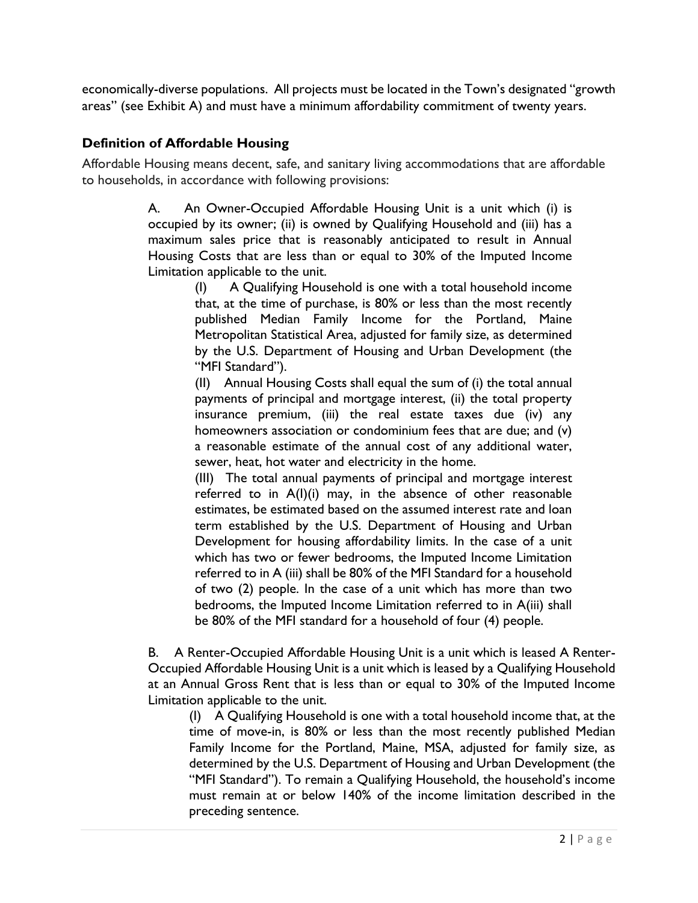economically-diverse populations. All projects must be located in the Town's designated "growth areas" (see Exhibit A) and must have a minimum affordability commitment of twenty years.

### Definition of Affordable Housing

Affordable Housing means decent, safe, and sanitary living accommodations that are affordable to households, in accordance with following provisions:

> A. An Owner-Occupied Affordable Housing Unit is a unit which (i) is occupied by its owner; (ii) is owned by Qualifying Household and (iii) has a maximum sales price that is reasonably anticipated to result in Annual Housing Costs that are less than or equal to 30% of the Imputed Income Limitation applicable to the unit.
>
> > (I) A Qualifying Household is one with a total household income that, at the time of purchase, is 80% or less than the most recently published Median Family Income for the Portland, Maine Metropolitan Statistical Area, adjusted for family size, as determined by the U.S. Department of Housing and Urban Development (the "MFI Standard").
> >
> > (II) Annual Housing Costs shall equal the sum of (i) the total annual payments of principal and mortgage interest, (ii) the total property insurance premium, (iii) the real estate taxes due (iv) any homeowners association or condominium fees that are due; and (v) a reasonable estimate of the annual cost of any additional water, sewer, heat, hot water and electricity in the home.
> >
> > (III) The total annual payments of principal and mortgage interest referred to in A(I)(i) may, in the absence of other reasonable estimates, be estimated based on the assumed interest rate and loan term established by the U.S. Department of Housing and Urban Development for housing affordability limits. In the case of a unit which has two or fewer bedrooms, the Imputed Income Limitation referred to in A (iii) shall be 80% of the MFI Standard for a household of two (2) people. In the case of a unit which has more than two bedrooms, the Imputed Income Limitation referred to in A(iii) shall be 80% of the MFI standard for a household of four (4) people.
>
> B. A Renter-Occupied Affordable Housing Unit is a unit which is leased A Renter-Occupied Affordable Housing Unit is a unit which is leased by a Qualifying Household at an Annual Gross Rent that is less than or equal to 30% of the Imputed Income Limitation applicable to the unit.
>
> > (I) A Qualifying Household is one with a total household income that, at the time of move-in, is 80% or less than the most recently published Median Family Income for the Portland, Maine, MSA, adjusted for family size, as determined by the U.S. Department of Housing and Urban Development (the "MFI Standard"). To remain a Qualifying Household, the household's income must remain at or below 140% of the income limitation described in the preceding sentence.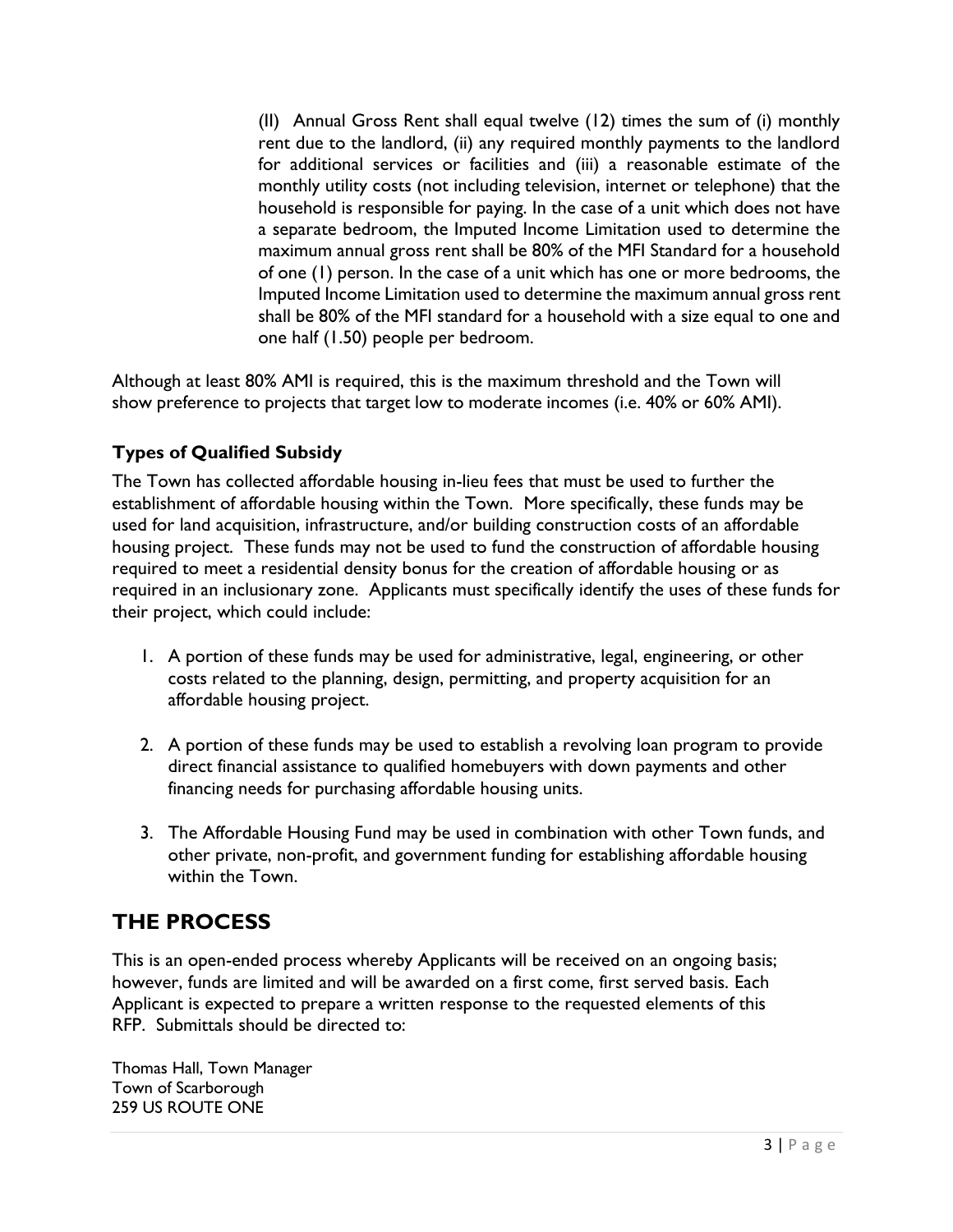(II) Annual Gross Rent shall equal twelve (12) times the sum of (i) monthly rent due to the landlord, (ii) any required monthly payments to the landlord for additional services or facilities and (iii) a reasonable estimate of the monthly utility costs (not including television, internet or telephone) that the household is responsible for paying. In the case of a unit which does not have a separate bedroom, the Imputed Income Limitation used to determine the maximum annual gross rent shall be 80% of the MFI Standard for a household of one (1) person. In the case of a unit which has one or more bedrooms, the Imputed Income Limitation used to determine the maximum annual gross rent shall be 80% of the MFI standard for a household with a size equal to one and one half (1.50) people per bedroom.

Although at least 80% AMI is required, this is the maximum threshold and the Town will show preference to projects that target low to moderate incomes (i.e. 40% or 60% AMI).

### Types of Qualified Subsidy

The Town has collected affordable housing in-lieu fees that must be used to further the establishment of affordable housing within the Town. More specifically, these funds may be used for land acquisition, infrastructure, and/or building construction costs of an affordable housing project. These funds may not be used to fund the construction of affordable housing required to meet a residential density bonus for the creation of affordable housing or as required in an inclusionary zone. Applicants must specifically identify the uses of these funds for their project, which could include:

1. A portion of these funds may be used for administrative, legal, engineering, or other costs related to the planning, design, permitting, and property acquisition for an affordable housing project.

2. A portion of these funds may be used to establish a revolving loan program to provide direct financial assistance to qualified homebuyers with down payments and other financing needs for purchasing affordable housing units.

3. The Affordable Housing Fund may be used in combination with other Town funds, and other private, non-profit, and government funding for establishing affordable housing within the Town.

## THE PROCESS

This is an open-ended process whereby Applicants will be received on an ongoing basis; however, funds are limited and will be awarded on a first come, first served basis. Each Applicant is expected to prepare a written response to the requested elements of this RFP. Submittals should be directed to:

Thomas Hall, Town Manager
Town of Scarborough
259 US ROUTE ONE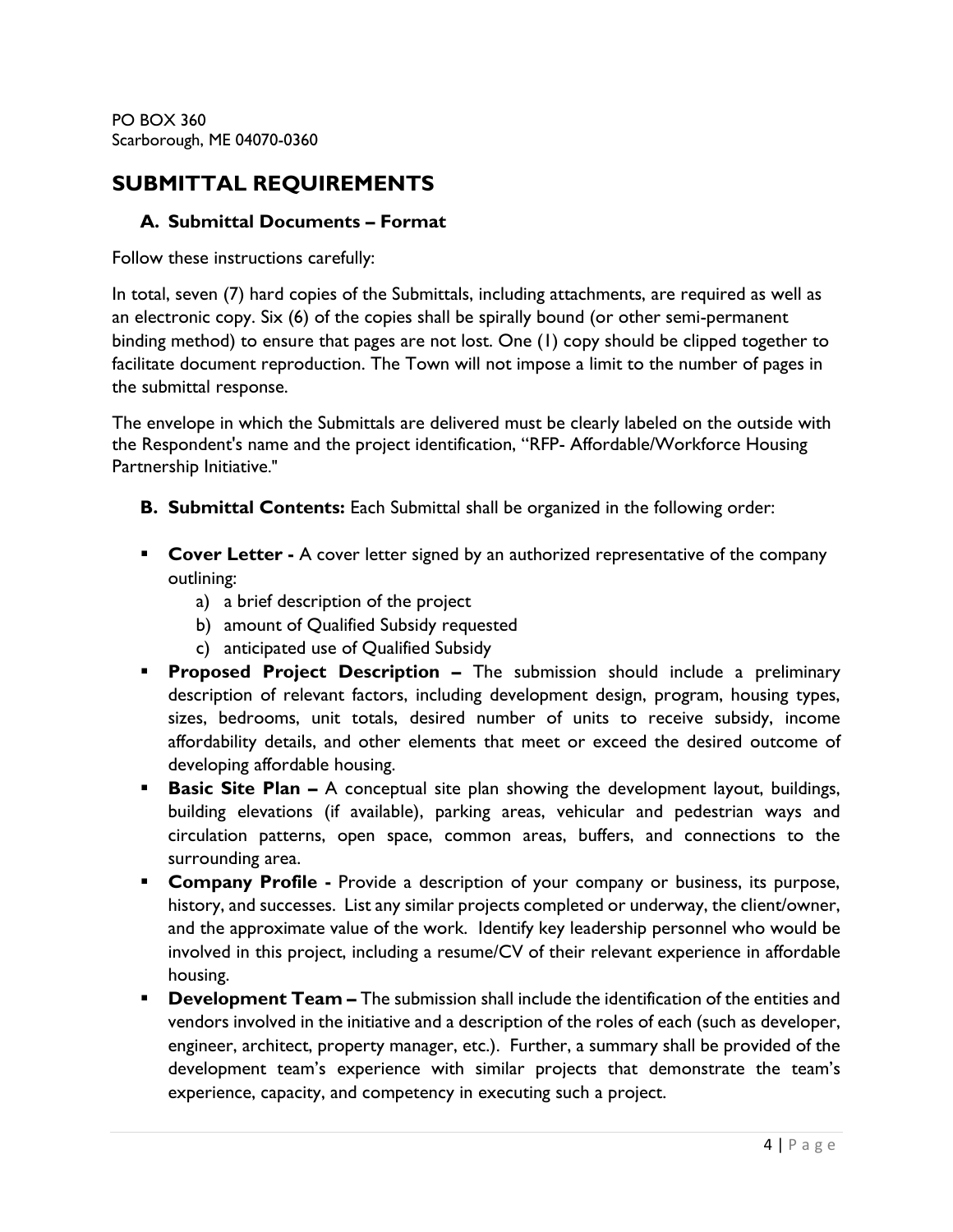PO BOX 360
Scarborough, ME 04070-0360

## SUBMITTAL REQUIREMENTS

### A. Submittal Documents – Format

Follow these instructions carefully:

In total, seven (7) hard copies of the Submittals, including attachments, are required as well as an electronic copy. Six (6) of the copies shall be spirally bound (or other semi-permanent binding method) to ensure that pages are not lost. One (1) copy should be clipped together to facilitate document reproduction. The Town will not impose a limit to the number of pages in the submittal response.

The envelope in which the Submittals are delivered must be clearly labeled on the outside with the Respondent's name and the project identification, "RFP- Affordable/Workforce Housing Partnership Initiative."

**B. Submittal Contents:** Each Submittal shall be organized in the following order:

- **Cover Letter -** A cover letter signed by an authorized representative of the company outlining:
  - a) a brief description of the project
  - b) amount of Qualified Subsidy requested
  - c) anticipated use of Qualified Subsidy
- **Proposed Project Description –** The submission should include a preliminary description of relevant factors, including development design, program, housing types, sizes, bedrooms, unit totals, desired number of units to receive subsidy, income affordability details, and other elements that meet or exceed the desired outcome of developing affordable housing.
- **Basic Site Plan –** A conceptual site plan showing the development layout, buildings, building elevations (if available), parking areas, vehicular and pedestrian ways and circulation patterns, open space, common areas, buffers, and connections to the surrounding area.
- **Company Profile -** Provide a description of your company or business, its purpose, history, and successes. List any similar projects completed or underway, the client/owner, and the approximate value of the work. Identify key leadership personnel who would be involved in this project, including a resume/CV of their relevant experience in affordable housing.
- **Development Team –** The submission shall include the identification of the entities and vendors involved in the initiative and a description of the roles of each (such as developer, engineer, architect, property manager, etc.). Further, a summary shall be provided of the development team's experience with similar projects that demonstrate the team's experience, capacity, and competency in executing such a project.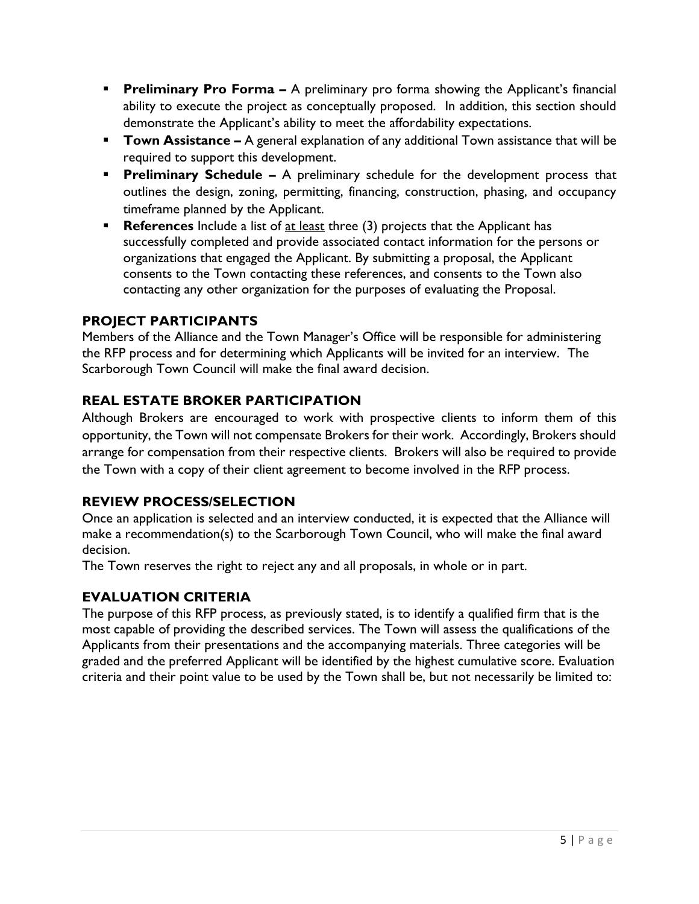- **Preliminary Pro Forma –** A preliminary pro forma showing the Applicant's financial ability to execute the project as conceptually proposed. In addition, this section should demonstrate the Applicant's ability to meet the affordability expectations.
- **Town Assistance –** A general explanation of any additional Town assistance that will be required to support this development.
- **Preliminary Schedule –** A preliminary schedule for the development process that outlines the design, zoning, permitting, financing, construction, phasing, and occupancy timeframe planned by the Applicant.
- **References** Include a list of <u>at least</u> three (3) projects that the Applicant has successfully completed and provide associated contact information for the persons or organizations that engaged the Applicant. By submitting a proposal, the Applicant consents to the Town contacting these references, and consents to the Town also contacting any other organization for the purposes of evaluating the Proposal.

## PROJECT PARTICIPANTS

Members of the Alliance and the Town Manager's Office will be responsible for administering the RFP process and for determining which Applicants will be invited for an interview. The Scarborough Town Council will make the final award decision.

## REAL ESTATE BROKER PARTICIPATION

Although Brokers are encouraged to work with prospective clients to inform them of this opportunity, the Town will not compensate Brokers for their work. Accordingly, Brokers should arrange for compensation from their respective clients. Brokers will also be required to provide the Town with a copy of their client agreement to become involved in the RFP process.

## REVIEW PROCESS/SELECTION

Once an application is selected and an interview conducted, it is expected that the Alliance will make a recommendation(s) to the Scarborough Town Council, who will make the final award decision.

The Town reserves the right to reject any and all proposals, in whole or in part.

## EVALUATION CRITERIA

The purpose of this RFP process, as previously stated, is to identify a qualified firm that is the most capable of providing the described services. The Town will assess the qualifications of the Applicants from their presentations and the accompanying materials. Three categories will be graded and the preferred Applicant will be identified by the highest cumulative score. Evaluation criteria and their point value to be used by the Town shall be, but not necessarily be limited to: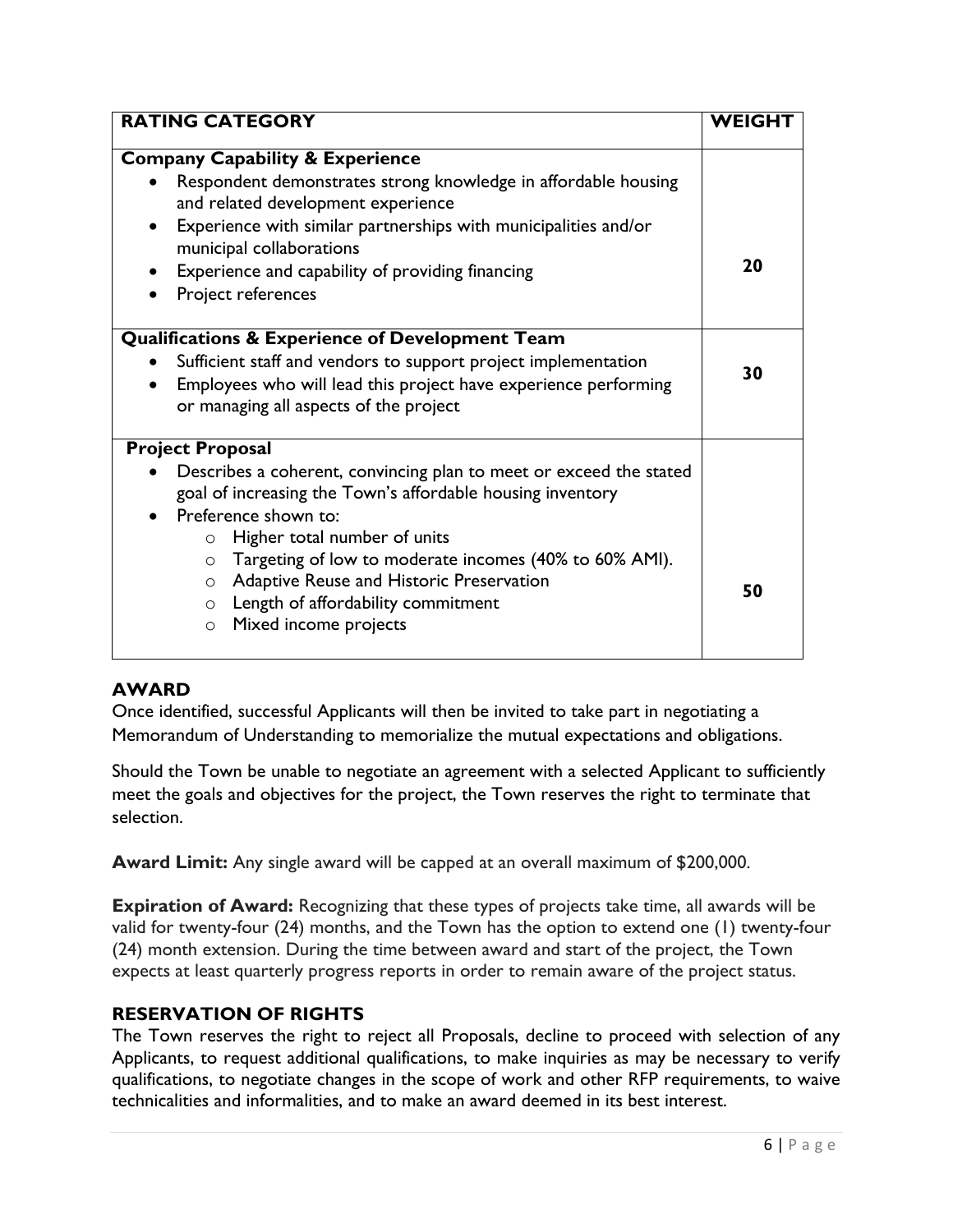| RATING CATEGORY | WEIGHT |
|---|---|
| **Company Capability & Experience**<br>• Respondent demonstrates strong knowledge in affordable housing and related development experience<br>• Experience with similar partnerships with municipalities and/or municipal collaborations<br>• Experience and capability of providing financing<br>• Project references | **20** |
| **Qualifications & Experience of Development Team**<br>• Sufficient staff and vendors to support project implementation<br>• Employees who will lead this project have experience performing or managing all aspects of the project | **30** |
| **Project Proposal**<br>• Describes a coherent, convincing plan to meet or exceed the stated goal of increasing the Town's affordable housing inventory<br>• Preference shown to:<br>  ○ Higher total number of units<br>  ○ Targeting of low to moderate incomes (40% to 60% AMI).<br>  ○ Adaptive Reuse and Historic Preservation<br>  ○ Length of affordability commitment<br>  ○ Mixed income projects | **50** |

## AWARD

Once identified, successful Applicants will then be invited to take part in negotiating a Memorandum of Understanding to memorialize the mutual expectations and obligations.

Should the Town be unable to negotiate an agreement with a selected Applicant to sufficiently meet the goals and objectives for the project, the Town reserves the right to terminate that selection.

**Award Limit:** Any single award will be capped at an overall maximum of $200,000.

**Expiration of Award:** Recognizing that these types of projects take time, all awards will be valid for twenty-four (24) months, and the Town has the option to extend one (1) twenty-four (24) month extension. During the time between award and start of the project, the Town expects at least quarterly progress reports in order to remain aware of the project status.

## RESERVATION OF RIGHTS

The Town reserves the right to reject all Proposals, decline to proceed with selection of any Applicants, to request additional qualifications, to make inquiries as may be necessary to verify qualifications, to negotiate changes in the scope of work and other RFP requirements, to waive technicalities and informalities, and to make an award deemed in its best interest.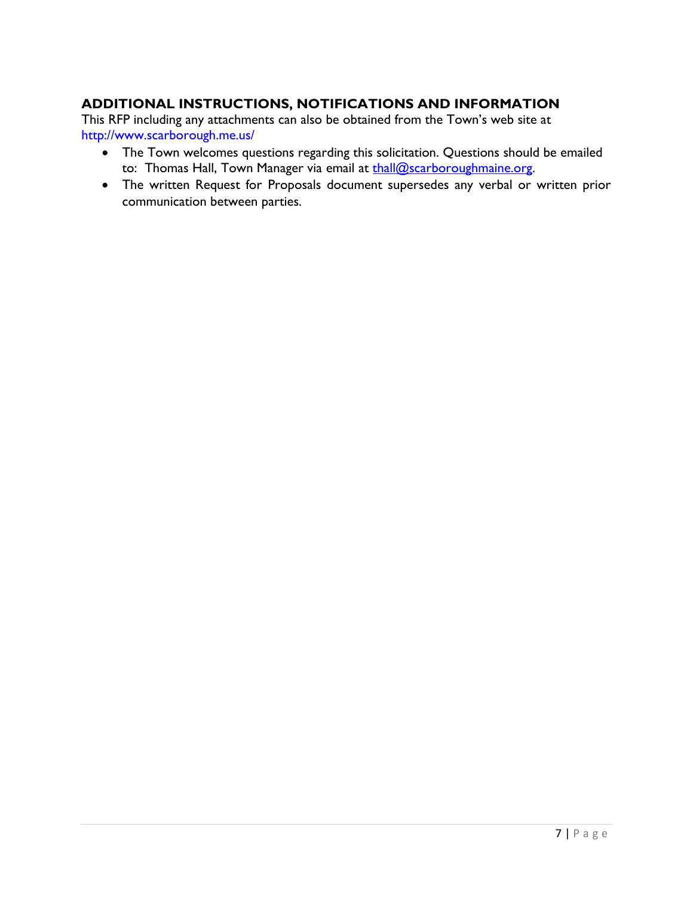## ADDITIONAL INSTRUCTIONS, NOTIFICATIONS AND INFORMATION

This RFP including any attachments can also be obtained from the Town's web site at http://www.scarborough.me.us/

- The Town welcomes questions regarding this solicitation. Questions should be emailed to: Thomas Hall, Town Manager via email at thall@scarboroughmaine.org.
- The written Request for Proposals document supersedes any verbal or written prior communication between parties.